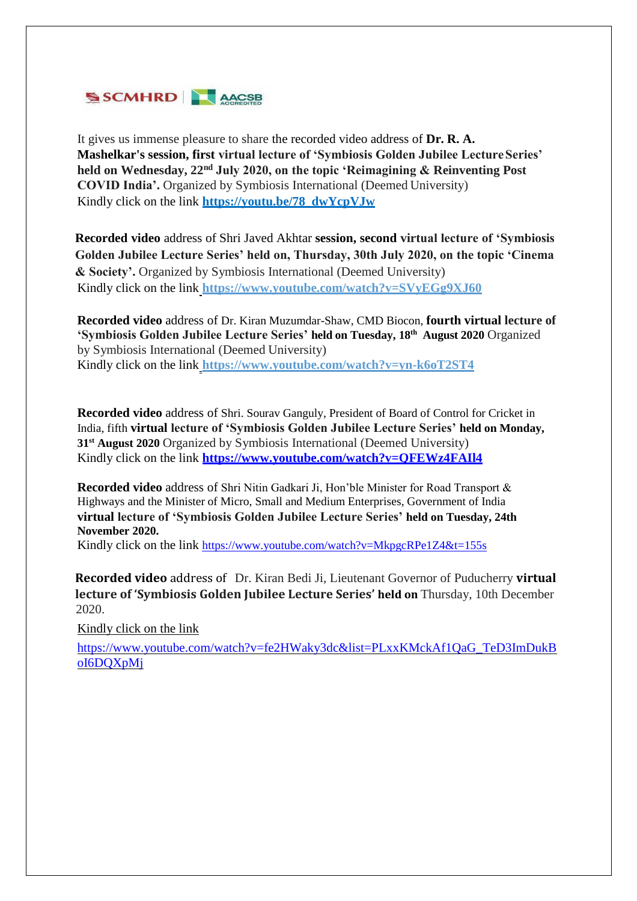SCMHRD | AACSB ACCREDITED

It gives us immense pleasure to share the recorded video address of **Dr. R. A. Mashelkar's session, first virtual lecture of 'Symbiosis Golden Jubilee Lecture Series' held on Wednesday, 22nd July 2020, on the topic 'Reimagining & Reinventing Post COVID India'.** Organized by Symbiosis International (Deemed University)
Kindly click on the link **https://youtu.be/78_dwYcpVJw**

**Recorded video** address of Shri Javed Akhtar **session, second virtual lecture of 'Symbiosis Golden Jubilee Lecture Series' held on, Thursday, 30th July 2020, on the topic 'Cinema & Society'.** Organized by Symbiosis International (Deemed University)
Kindly click on the link **https://www.youtube.com/watch?v=SVyEGg9XJ60**

**Recorded video** address of Dr. Kiran Muzumdar-Shaw, CMD Biocon, **fourth virtual lecture of 'Symbiosis Golden Jubilee Lecture Series' held on Tuesday, 18th August 2020** Organized by Symbiosis International (Deemed University)
Kindly click on the link **https://www.youtube.com/watch?v=yn-k6oT2ST4**

**Recorded video** address of Shri. Sourav Ganguly, President of Board of Control for Cricket in India, fifth **virtual lecture of 'Symbiosis Golden Jubilee Lecture Series' held on Monday, 31st August 2020** Organized by Symbiosis International (Deemed University)
Kindly click on the link **https://www.youtube.com/watch?v=QFEWz4FAIl4**

**Recorded video** address of Shri Nitin Gadkari Ji, Hon'ble Minister for Road Transport & Highways and the Minister of Micro, Small and Medium Enterprises, Government of India **virtual lecture of 'Symbiosis Golden Jubilee Lecture Series' held on Tuesday, 24th November 2020.**
Kindly click on the link https://www.youtube.com/watch?v=MkpgcRPe1Z4&t=155s

**Recorded video** address of Dr. Kiran Bedi Ji, Lieutenant Governor of Puducherry **virtual lecture of 'Symbiosis Golden Jubilee Lecture Series' held on** Thursday, 10th December 2020.

Kindly click on the link

https://www.youtube.com/watch?v=fe2HWaky3dc&list=PLxxKMckAf1QaG_TeD3ImDukBoI6DQXpMj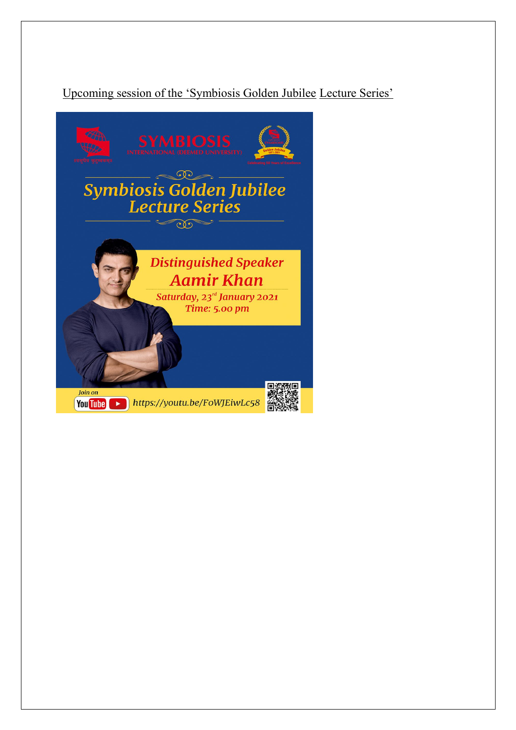Upcoming session of the 'Symbiosis Golden Jubilee Lecture Series'

SYMBIOSIS
INTERNATIONAL (DEEMED UNIVERSITY)

# Symbiosis Golden Jubilee Lecture Series

*Distinguished Speaker*

*Aamir Khan*

*Saturday, 23rd January 2021*
*Time: 5.00 pm*

Join on YouTube https://youtu.be/FoWJEiwLc58